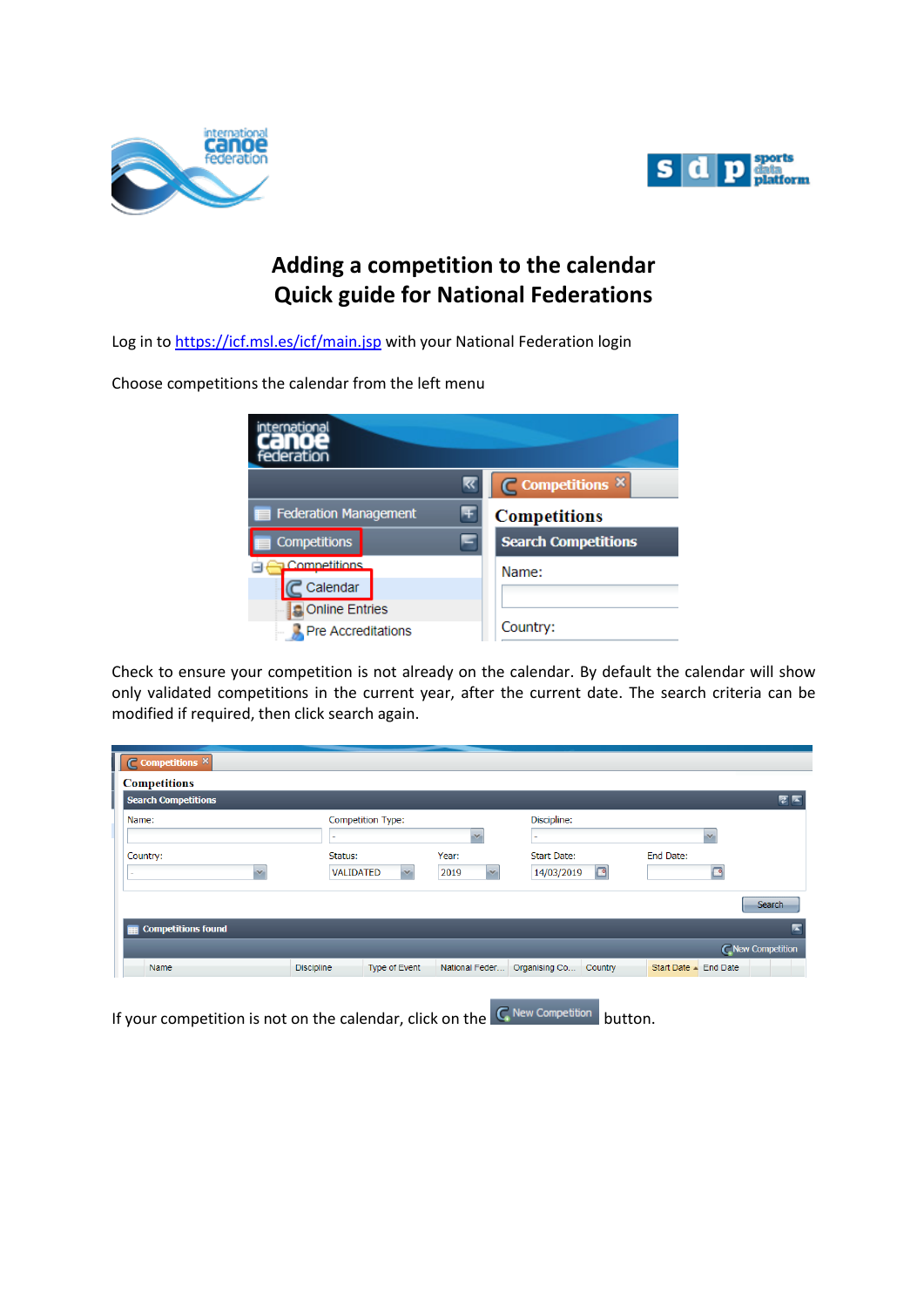# Adding a competition to the calendar
# Quick guide for National Federations

Log in to https://icf.msl.es/icf/main.jsp with your National Federation login

Choose competitions the calendar from the left menu

Check to ensure your competition is not already on the calendar. By default the calendar will show only validated competitions in the current year, after the current date. The search criteria can be modified if required, then click search again.

If your competition is not on the calendar, click on the New Competition button.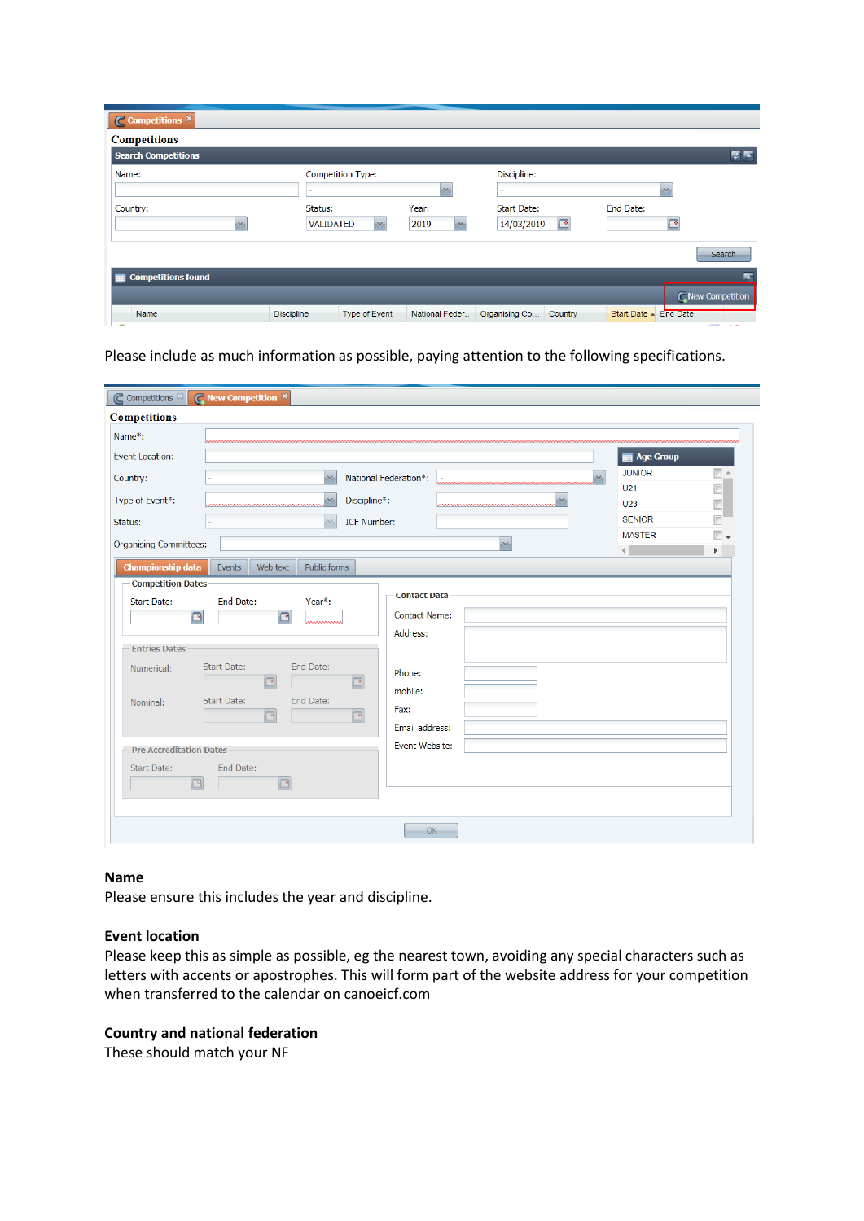Please include as much information as possible, paying attention to the following specifications.

## Name

Please ensure this includes the year and discipline.

## Event location

Please keep this as simple as possible, eg the nearest town, avoiding any special characters such as letters with accents or apostrophes. This will form part of the website address for your competition when transferred to the calendar on canoeicf.com

## Country and national federation

These should match your NF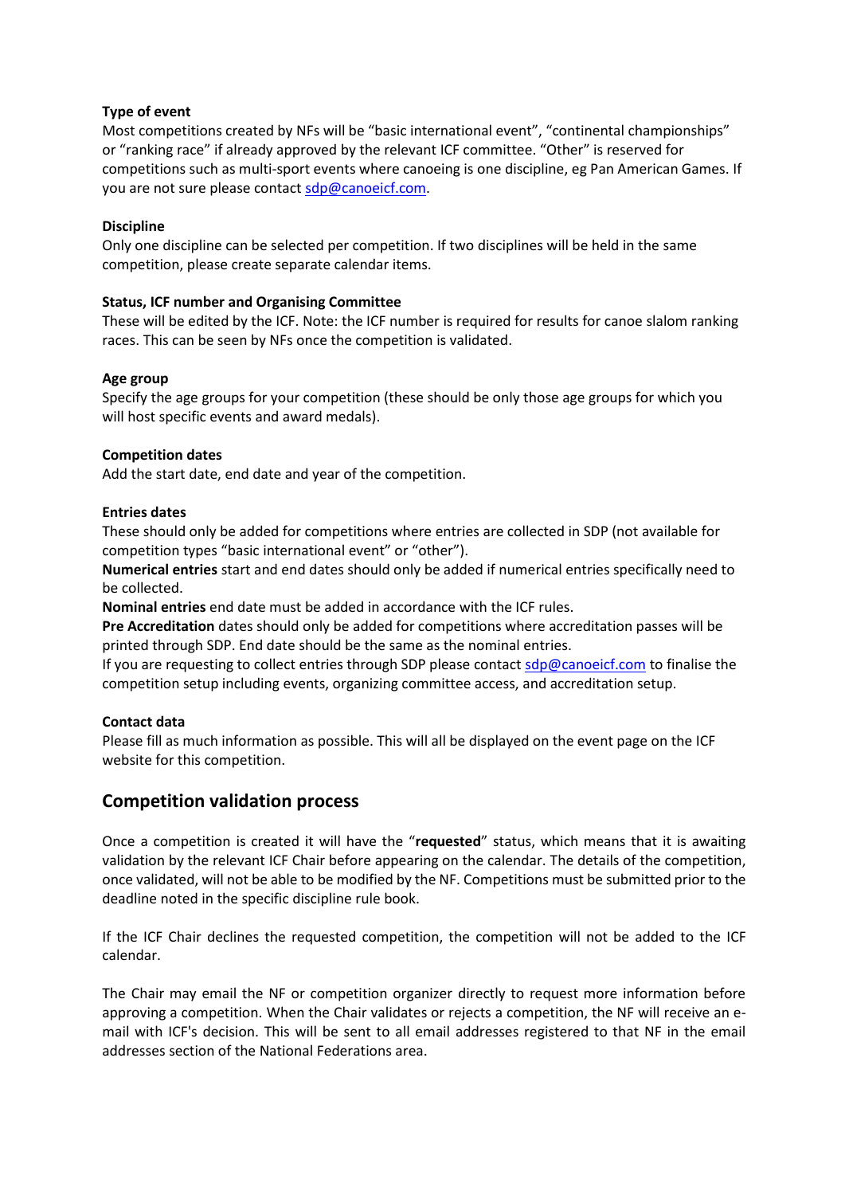**Type of event**

Most competitions created by NFs will be "basic international event", "continental championships" or "ranking race" if already approved by the relevant ICF committee. "Other" is reserved for competitions such as multi-sport events where canoeing is one discipline, eg Pan American Games. If you are not sure please contact sdp@canoeicf.com.

**Discipline**

Only one discipline can be selected per competition. If two disciplines will be held in the same competition, please create separate calendar items.

**Status, ICF number and Organising Committee**

These will be edited by the ICF. Note: the ICF number is required for results for canoe slalom ranking races. This can be seen by NFs once the competition is validated.

**Age group**

Specify the age groups for your competition (these should be only those age groups for which you will host specific events and award medals).

**Competition dates**

Add the start date, end date and year of the competition.

**Entries dates**

These should only be added for competitions where entries are collected in SDP (not available for competition types "basic international event" or "other").

**Numerical entries** start and end dates should only be added if numerical entries specifically need to be collected.

**Nominal entries** end date must be added in accordance with the ICF rules.

**Pre Accreditation** dates should only be added for competitions where accreditation passes will be printed through SDP. End date should be the same as the nominal entries.

If you are requesting to collect entries through SDP please contact sdp@canoeicf.com to finalise the competition setup including events, organizing committee access, and accreditation setup.

**Contact data**

Please fill as much information as possible. This will all be displayed on the event page on the ICF website for this competition.

## Competition validation process

Once a competition is created it will have the "**requested**" status, which means that it is awaiting validation by the relevant ICF Chair before appearing on the calendar. The details of the competition, once validated, will not be able to be modified by the NF. Competitions must be submitted prior to the deadline noted in the specific discipline rule book.

If the ICF Chair declines the requested competition, the competition will not be added to the ICF calendar.

The Chair may email the NF or competition organizer directly to request more information before approving a competition. When the Chair validates or rejects a competition, the NF will receive an e-mail with ICF's decision. This will be sent to all email addresses registered to that NF in the email addresses section of the National Federations area.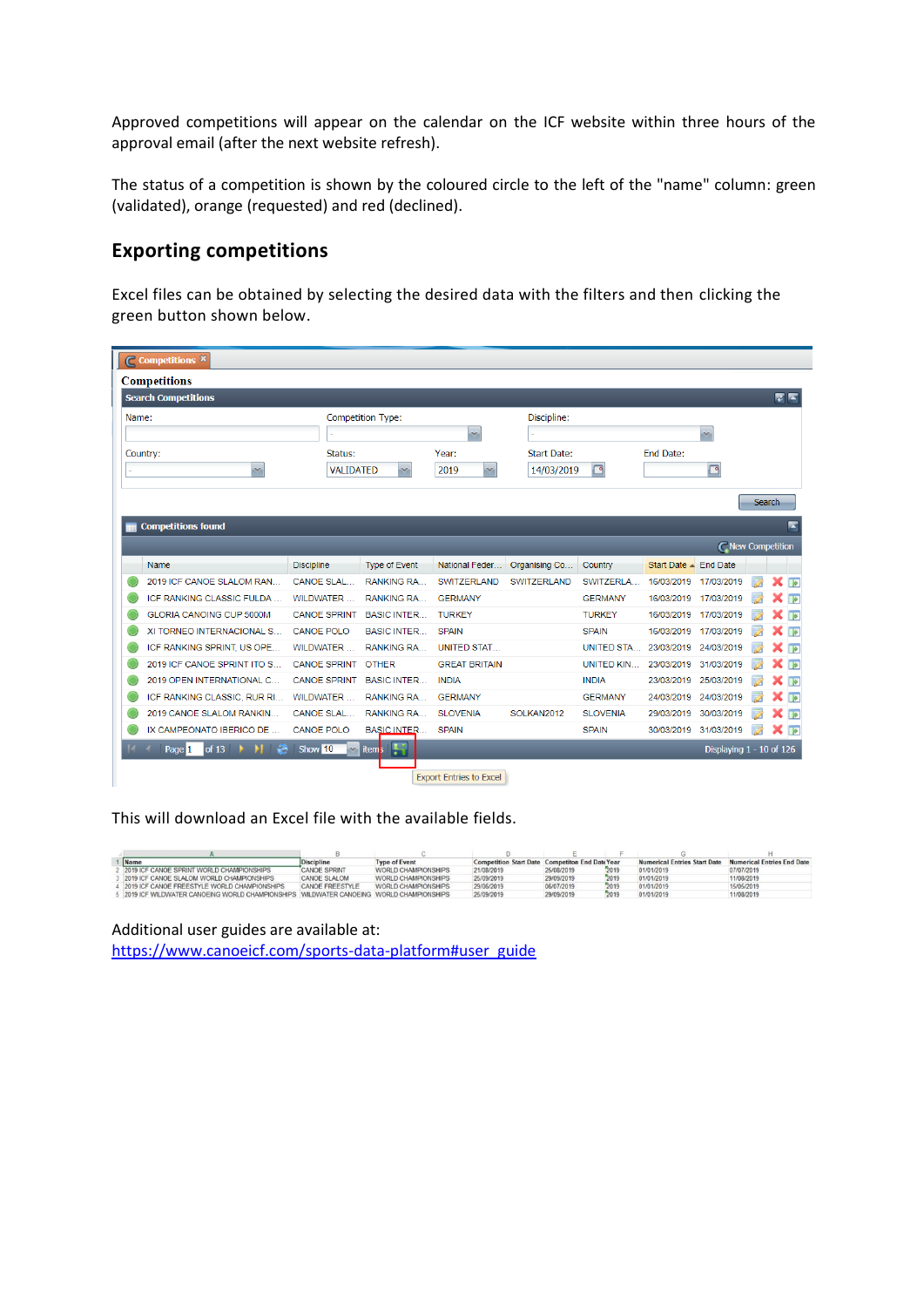Approved competitions will appear on the calendar on the ICF website within three hours of the approval email (after the next website refresh).

The status of a competition is shown by the coloured circle to the left of the "name" column: green (validated), orange (requested) and red (declined).

## Exporting competitions

Excel files can be obtained by selecting the desired data with the filters and then clicking the green button shown below.

This will download an Excel file with the available fields.

Additional user guides are available at:
[https://www.canoeicf.com/sports-data-platform#user_guide](https://www.canoeicf.com/sports-data-platform#user_guide)